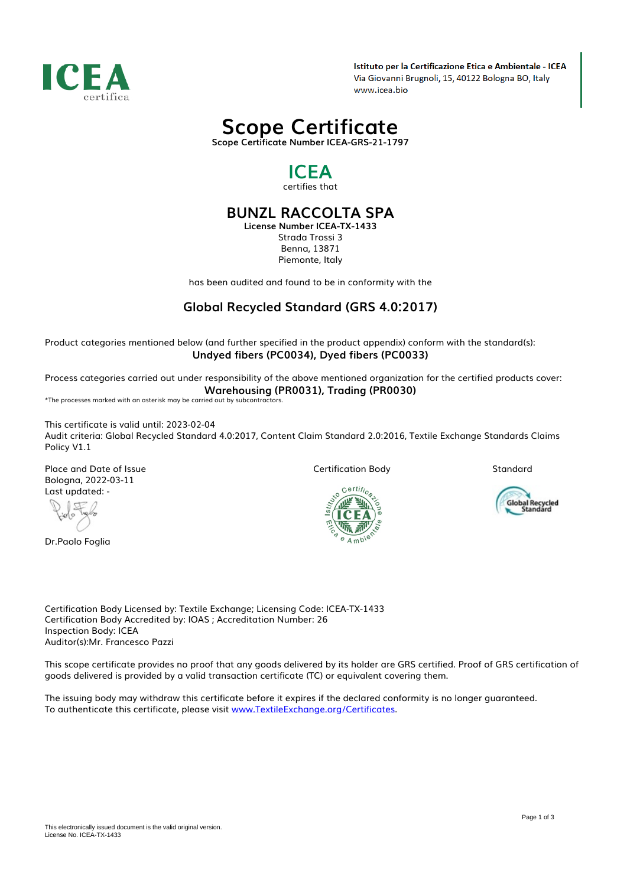Istituto per la Certificazione Etica e Ambientale - ICEA
Via Giovanni Brugnoli, 15, 40122 Bologna BO, Italy
www.icea.bio

# Scope Certificate

**Scope Certificate Number ICEA-GRS-21-1797**

## ICEA

certifies that

## BUNZL RACCOLTA SPA

**License Number ICEA-TX-1433**
Strada Trossi 3
Benna, 13871
Piemonte, Italy

has been audited and found to be in conformity with the

## Global Recycled Standard (GRS 4.0:2017)

Product categories mentioned below (and further specified in the product appendix) conform with the standard(s):
**Undyed fibers (PC0034), Dyed fibers (PC0033)**

Process categories carried out under responsibility of the above mentioned organization for the certified products cover:
**Warehousing (PR0031), Trading (PR0030)**

*The processes marked with an asterisk may be carried out by subcontractors.

This certificate is valid until: 2023-02-04
Audit criteria: Global Recycled Standard 4.0:2017, Content Claim Standard 2.0:2016, Textile Exchange Standards Claims Policy V1.1

| Place and Date of Issue | Certification Body | Standard |
| --- | --- | --- |
| Bologna, 2022-03-11 | | |
| Last updated: - | | |

Dr.Paolo Foglia

Certification Body Licensed by: Textile Exchange; Licensing Code: ICEA-TX-1433
Certification Body Accredited by: IOAS ; Accreditation Number: 26
Inspection Body: ICEA
Auditor(s):Mr. Francesco Pazzi

This scope certificate provides no proof that any goods delivered by its holder are GRS certified. Proof of GRS certification of goods delivered is provided by a valid transaction certificate (TC) or equivalent covering them.

The issuing body may withdraw this certificate before it expires if the declared conformity is no longer guaranteed.
To authenticate this certificate, please visit www.TextileExchange.org/Certificates.

This electronically issued document is the valid original version.
License No. ICEA-TX-1433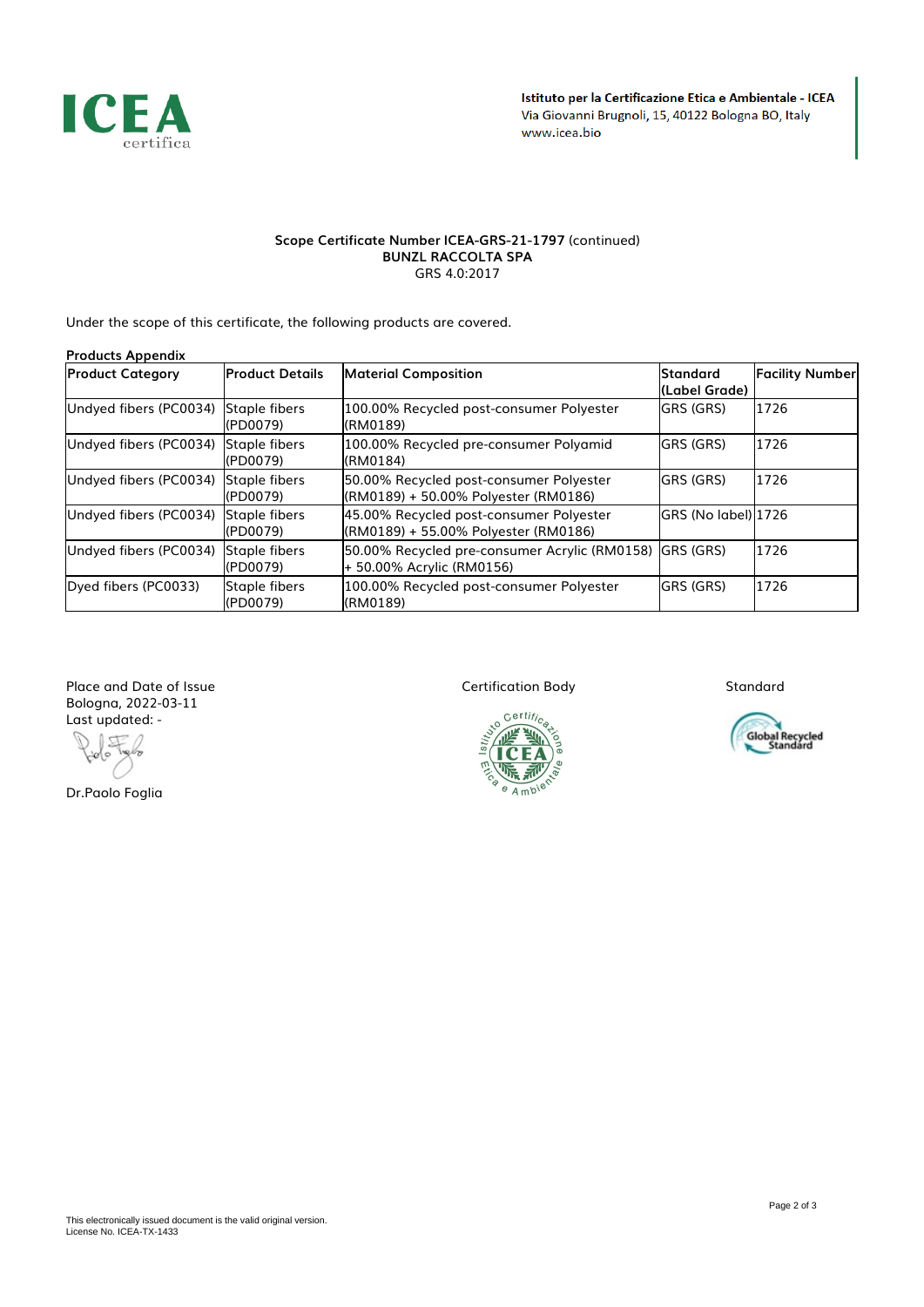**Istituto per la Certificazione Etica e Ambientale - ICEA**
Via Giovanni Brugnoli, 15, 40122 Bologna BO, Italy
www.icea.bio

**Scope Certificate Number ICEA-GRS-21-1797** (continued)
**BUNZL RACCOLTA SPA**
GRS 4.0:2017

Under the scope of this certificate, the following products are covered.

**Products Appendix**

| Product Category | Product Details | Material Composition | Standard (Label Grade) | Facility Number |
|---|---|---|---|---|
| Undyed fibers (PC0034) | Staple fibers (PD0079) | 100.00% Recycled post-consumer Polyester (RM0189) | GRS (GRS) | 1726 |
| Undyed fibers (PC0034) | Staple fibers (PD0079) | 100.00% Recycled pre-consumer Polyamid (RM0184) | GRS (GRS) | 1726 |
| Undyed fibers (PC0034) | Staple fibers (PD0079) | 50.00% Recycled post-consumer Polyester (RM0189) + 50.00% Polyester (RM0186) | GRS (GRS) | 1726 |
| Undyed fibers (PC0034) | Staple fibers (PD0079) | 45.00% Recycled post-consumer Polyester (RM0189) + 55.00% Polyester (RM0186) | GRS (No label) | 1726 |
| Undyed fibers (PC0034) | Staple fibers (PD0079) | 50.00% Recycled pre-consumer Acrylic (RM0158) + 50.00% Acrylic (RM0156) | GRS (GRS) | 1726 |
| Dyed fibers (PC0033) | Staple fibers (PD0079) | 100.00% Recycled post-consumer Polyester (RM0189) | GRS (GRS) | 1726 |

Place and Date of Issue
Bologna, 2022-03-11
Last updated: -

Dr.Paolo Foglia

Certification Body

Standard

This electronically issued document is the valid original version.
License No. ICEA-TX-1433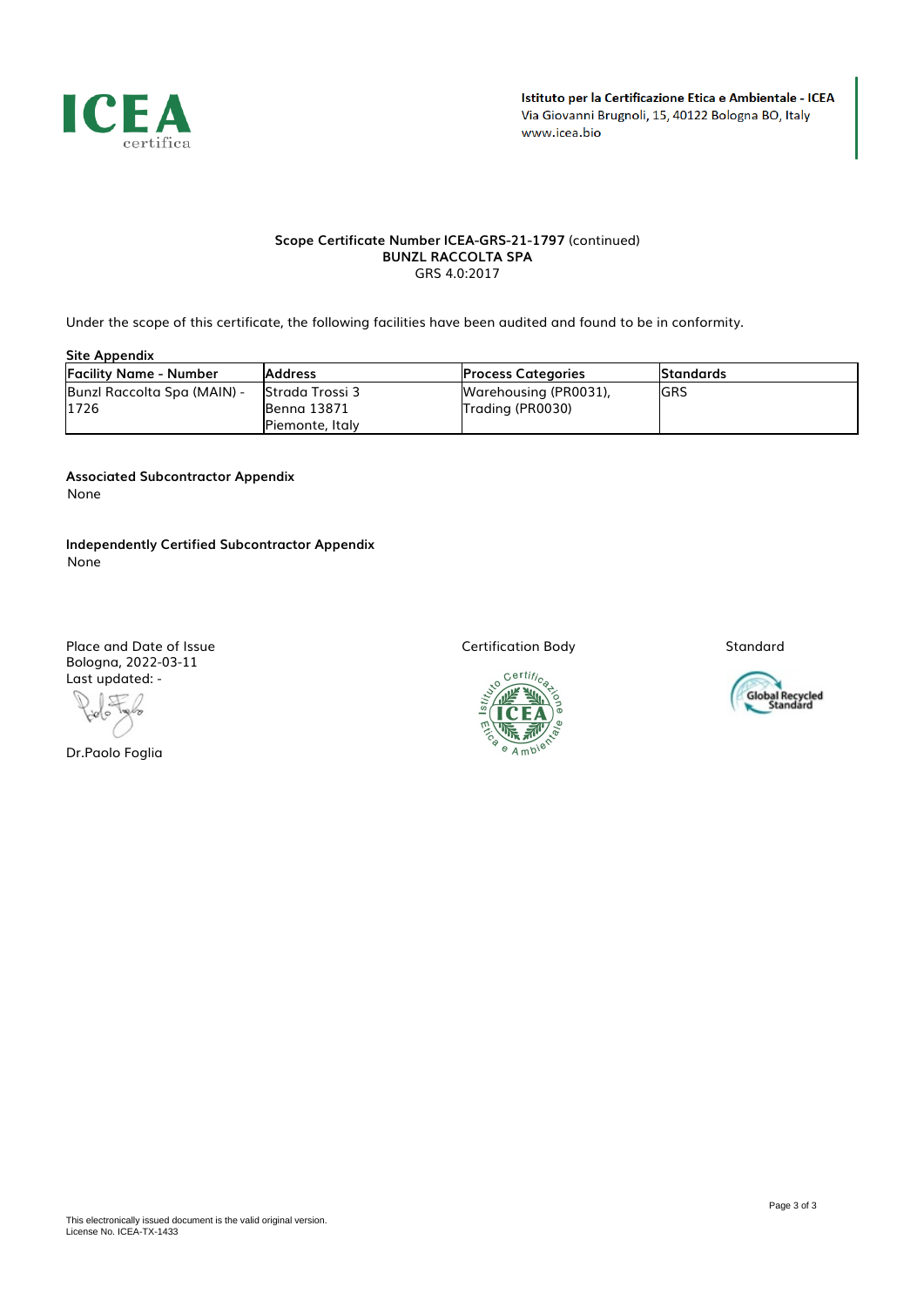**Istituto per la Certificazione Etica e Ambientale - ICEA**
Via Giovanni Brugnoli, 15, 40122 Bologna BO, Italy
www.icea.bio

**Scope Certificate Number ICEA-GRS-21-1797** (continued)
**BUNZL RACCOLTA SPA**
GRS 4.0:2017

Under the scope of this certificate, the following facilities have been audited and found to be in conformity.

**Site Appendix**

| Facility Name - Number | Address | Process Categories | Standards |
|---|---|---|---|
| Bunzl Raccolta Spa (MAIN) - 1726 | Strada Trossi 3<br>Benna 13871<br>Piemonte, Italy | Warehousing (PR0031),<br>Trading (PR0030) | GRS |

**Associated Subcontractor Appendix**
None

**Independently Certified Subcontractor Appendix**
None

Place and Date of Issue
Bologna, 2022-03-11
Last updated: -

Dr.Paolo Foglia

Certification Body

Standard

This electronically issued document is the valid original version.
License No. ICEA-TX-1433